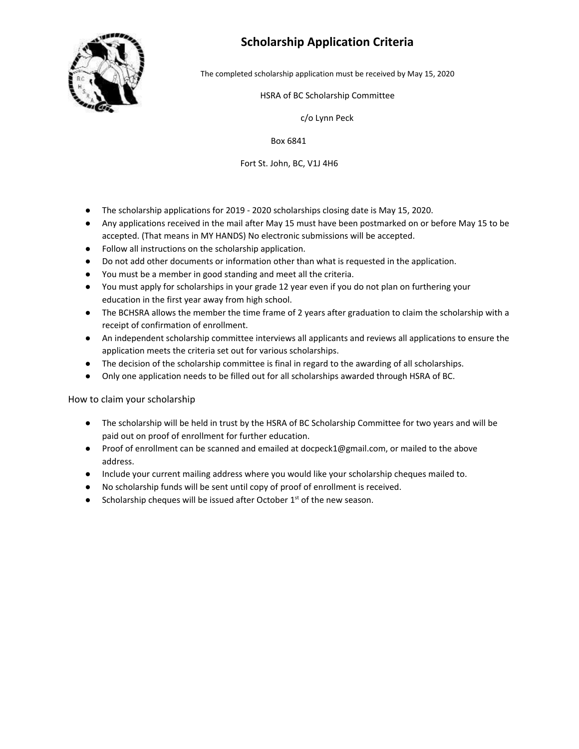# Scholarship Application Criteria

The completed scholarship application must be received by May 15, 2020

HSRA of BC Scholarship Committee

c/o Lynn Peck

Box 6841

Fort St. John, BC, V1J 4H6

- The scholarship applications for 2019 - 2020 scholarships closing date is May 15, 2020.
- Any applications received in the mail after May 15 must have been postmarked on or before May 15 to be accepted. (That means in MY HANDS) No electronic submissions will be accepted.
- Follow all instructions on the scholarship application.
- Do not add other documents or information other than what is requested in the application.
- You must be a member in good standing and meet all the criteria.
- You must apply for scholarships in your grade 12 year even if you do not plan on furthering your education in the first year away from high school.
- The BCHSRA allows the member the time frame of 2 years after graduation to claim the scholarship with a receipt of confirmation of enrollment.
- An independent scholarship committee interviews all applicants and reviews all applications to ensure the application meets the criteria set out for various scholarships.
- The decision of the scholarship committee is final in regard to the awarding of all scholarships.
- Only one application needs to be filled out for all scholarships awarded through HSRA of BC.

## How to claim your scholarship

- The scholarship will be held in trust by the HSRA of BC Scholarship Committee for two years and will be paid out on proof of enrollment for further education.
- Proof of enrollment can be scanned and emailed at docpeck1@gmail.com, or mailed to the above address.
- Include your current mailing address where you would like your scholarship cheques mailed to.
- No scholarship funds will be sent until copy of proof of enrollment is received.
- Scholarship cheques will be issued after October 1st of the new season.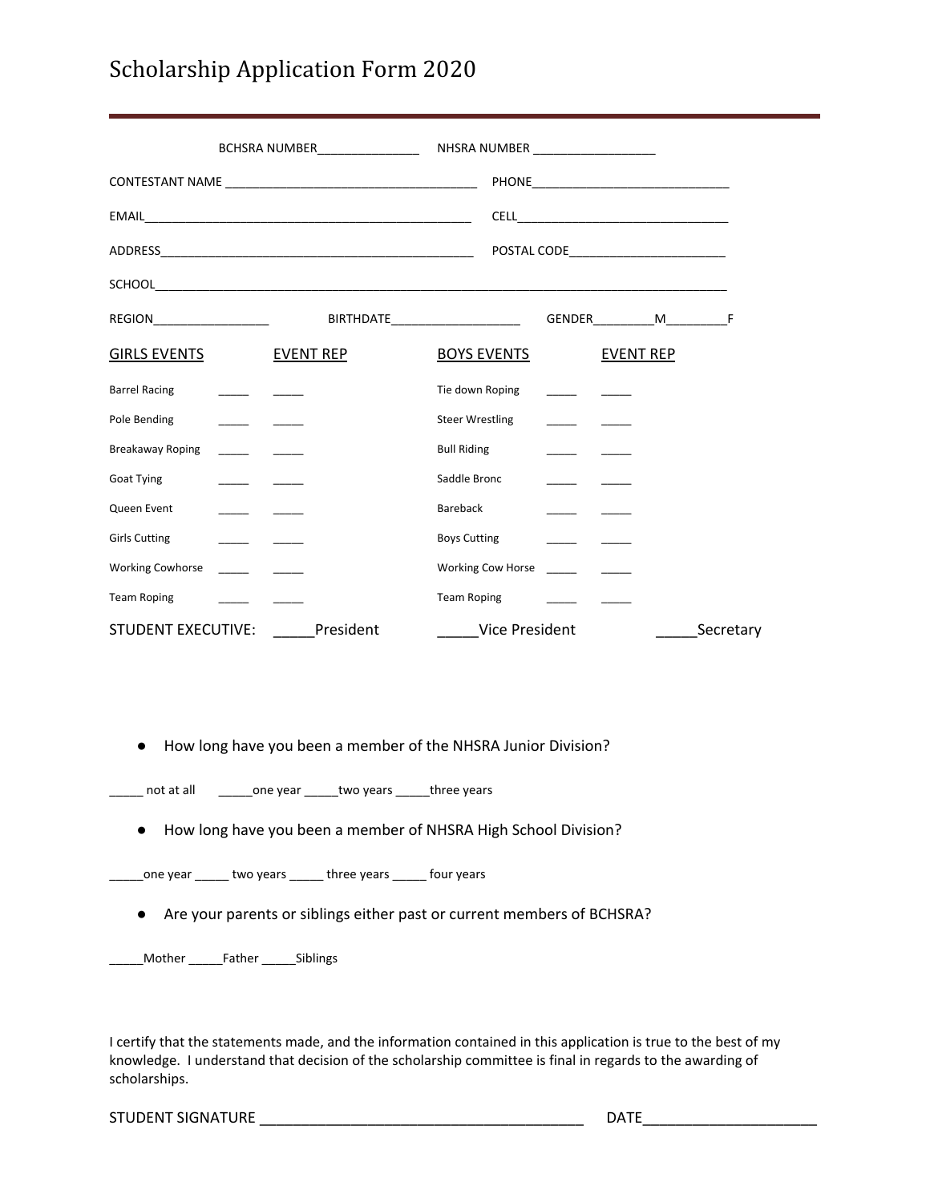# Scholarship Application Form 2020

BCHSRA NUMBER_______________ NHSRA NUMBER __________________

CONTESTANT NAME ____________________________________ PHONE_____________________________

EMAIL_________________________________________________ CELL________________________________

ADDRESS______________________________________________ POSTAL CODE_______________________

SCHOOL____________________________________________________________________________________

REGION_________________ BIRTHDATE___________________ GENDER_________M_________F

| GIRLS EVENTS | | EVENT REP | BOYS EVENTS | | EVENT REP |
|---|---|---|---|---|---|
| Barrel Racing | _____ | _____ | Tie down Roping | _____ | _____ |
| Pole Bending | _____ | _____ | Steer Wrestling | _____ | _____ |
| Breakaway Roping | _____ | _____ | Bull Riding | _____ | _____ |
| Goat Tying | _____ | _____ | Saddle Bronc | _____ | _____ |
| Queen Event | _____ | _____ | Bareback | _____ | _____ |
| Girls Cutting | _____ | _____ | Boys Cutting | _____ | _____ |
| Working Cowhorse | _____ | _____ | Working Cow Horse | _____ | _____ |
| Team Roping | _____ | _____ | Team Roping | _____ | _____ |

STUDENT EXECUTIVE: _____President _____Vice President _____Secretary

- How long have you been a member of the NHSRA Junior Division?

_____ not at all _____one year _____two years _____three years

- How long have you been a member of NHSRA High School Division?

_____one year _____ two years _____ three years _____ four years

- Are your parents or siblings either past or current members of BCHSRA?

_____Mother _____Father _____Siblings

I certify that the statements made, and the information contained in this application is true to the best of my knowledge. I understand that decision of the scholarship committee is final in regards to the awarding of scholarships.

STUDENT SIGNATURE _________________________________________ DATE______________________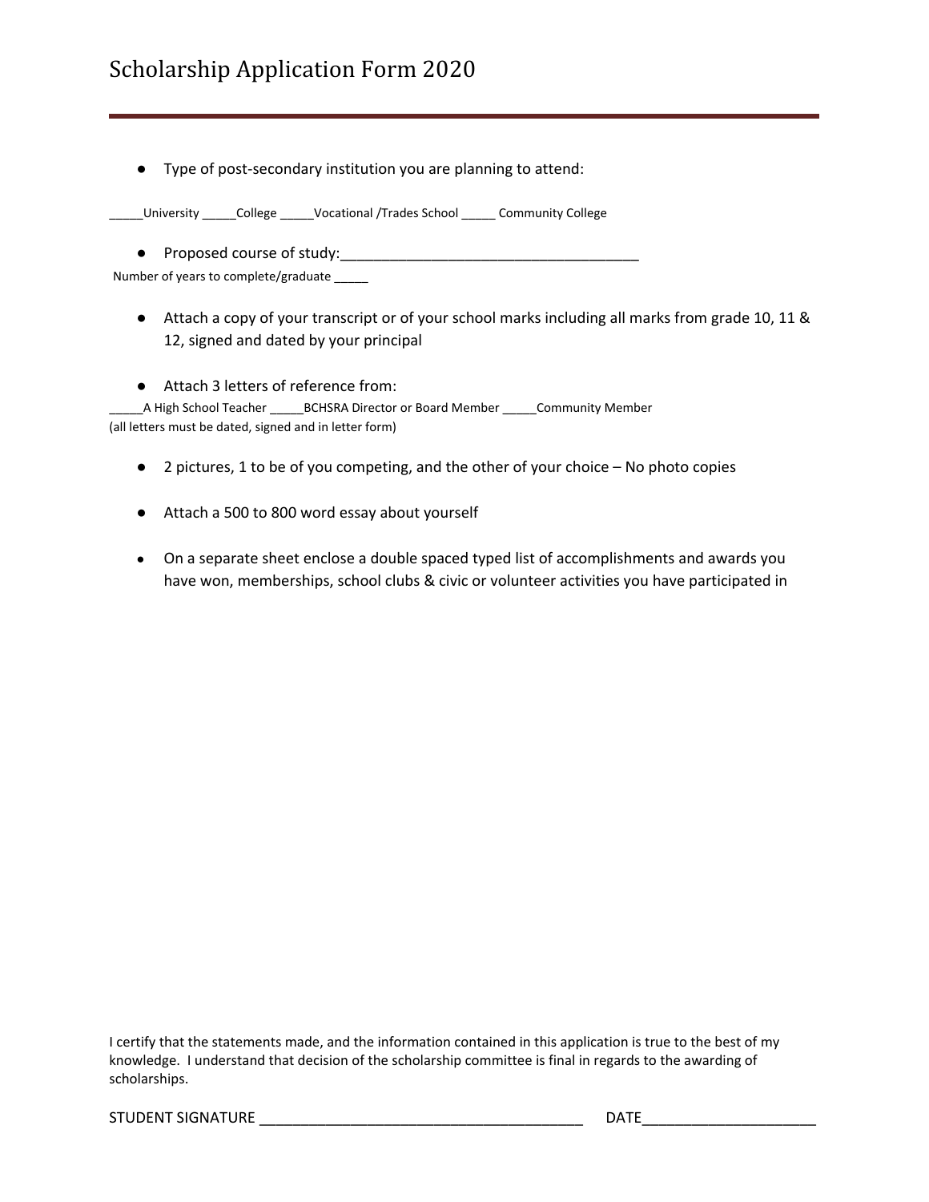# Scholarship Application Form 2020

- Type of post-secondary institution you are planning to attend:

_____University _____College _____Vocational /Trades School _____ Community College

- Proposed course of study:____________________________________

Number of years to complete/graduate _____

- Attach a copy of your transcript or of your school marks including all marks from grade 10, 11 & 12, signed and dated by your principal

- Attach 3 letters of reference from:

_____A High School Teacher _____BCHSRA Director or Board Member _____Community Member
(all letters must be dated, signed and in letter form)

- 2 pictures, 1 to be of you competing, and the other of your choice – No photo copies

- Attach a 500 to 800 word essay about yourself

- On a separate sheet enclose a double spaced typed list of accomplishments and awards you have won, memberships, school clubs & civic or volunteer activities you have participated in

I certify that the statements made, and the information contained in this application is true to the best of my knowledge. I understand that decision of the scholarship committee is final in regards to the awarding of scholarships.

STUDENT SIGNATURE ________________________________________ DATE_____________________